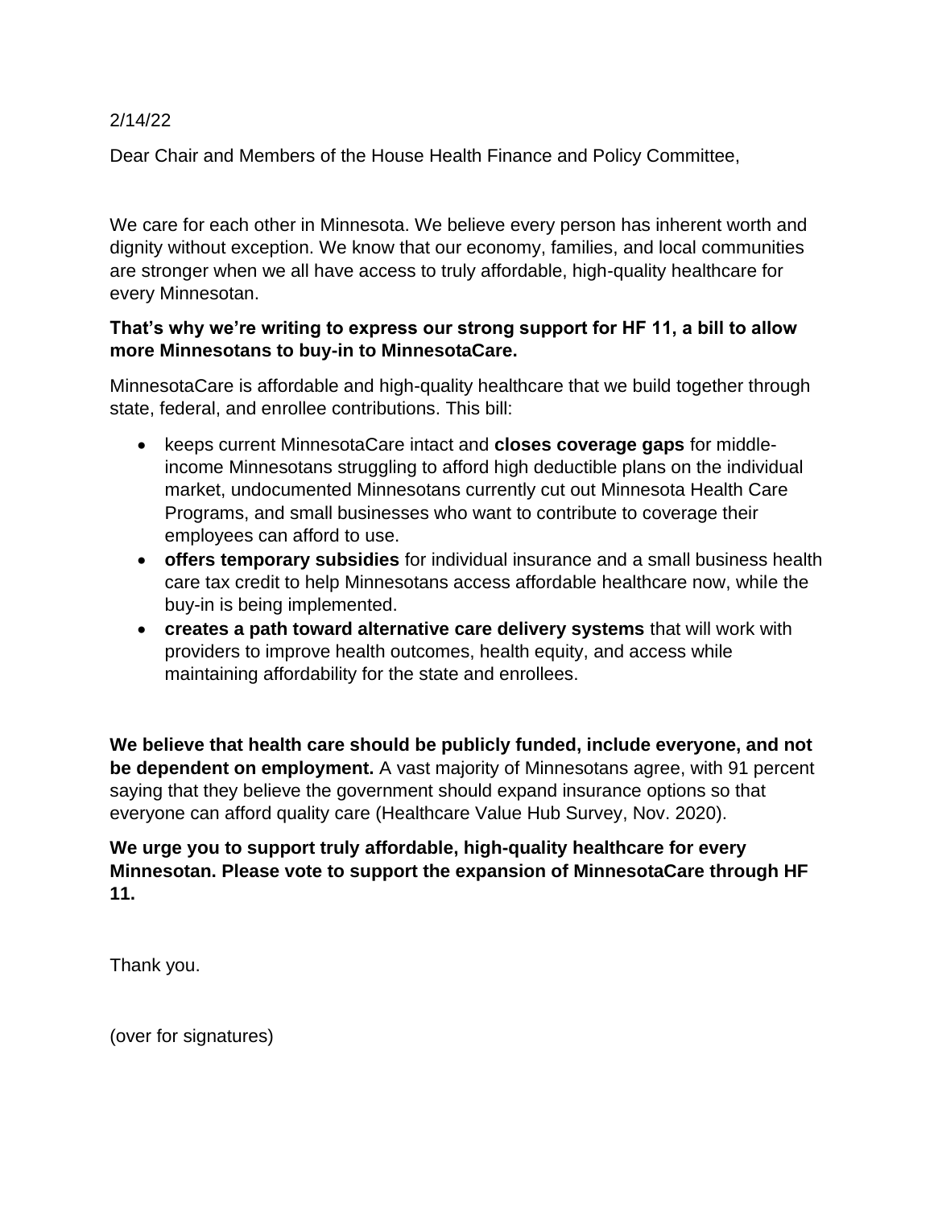2/14/22

Dear Chair and Members of the House Health Finance and Policy Committee,

We care for each other in Minnesota. We believe every person has inherent worth and dignity without exception. We know that our economy, families, and local communities are stronger when we all have access to truly affordable, high-quality healthcare for every Minnesotan.

**That's why we're writing to express our strong support for HF 11, a bill to allow more Minnesotans to buy-in to MinnesotaCare.**

MinnesotaCare is affordable and high-quality healthcare that we build together through state, federal, and enrollee contributions. This bill:

- keeps current MinnesotaCare intact and **closes coverage gaps** for middle-income Minnesotans struggling to afford high deductible plans on the individual market, undocumented Minnesotans currently cut out Minnesota Health Care Programs, and small businesses who want to contribute to coverage their employees can afford to use.
- **offers temporary subsidies** for individual insurance and a small business health care tax credit to help Minnesotans access affordable healthcare now, while the buy-in is being implemented.
- **creates a path toward alternative care delivery systems** that will work with providers to improve health outcomes, health equity, and access while maintaining affordability for the state and enrollees.

**We believe that health care should be publicly funded, include everyone, and not be dependent on employment.** A vast majority of Minnesotans agree, with 91 percent saying that they believe the government should expand insurance options so that everyone can afford quality care (Healthcare Value Hub Survey, Nov. 2020).

**We urge you to support truly affordable, high-quality healthcare for every Minnesotan. Please vote to support the expansion of MinnesotaCare through HF 11.**

Thank you.

(over for signatures)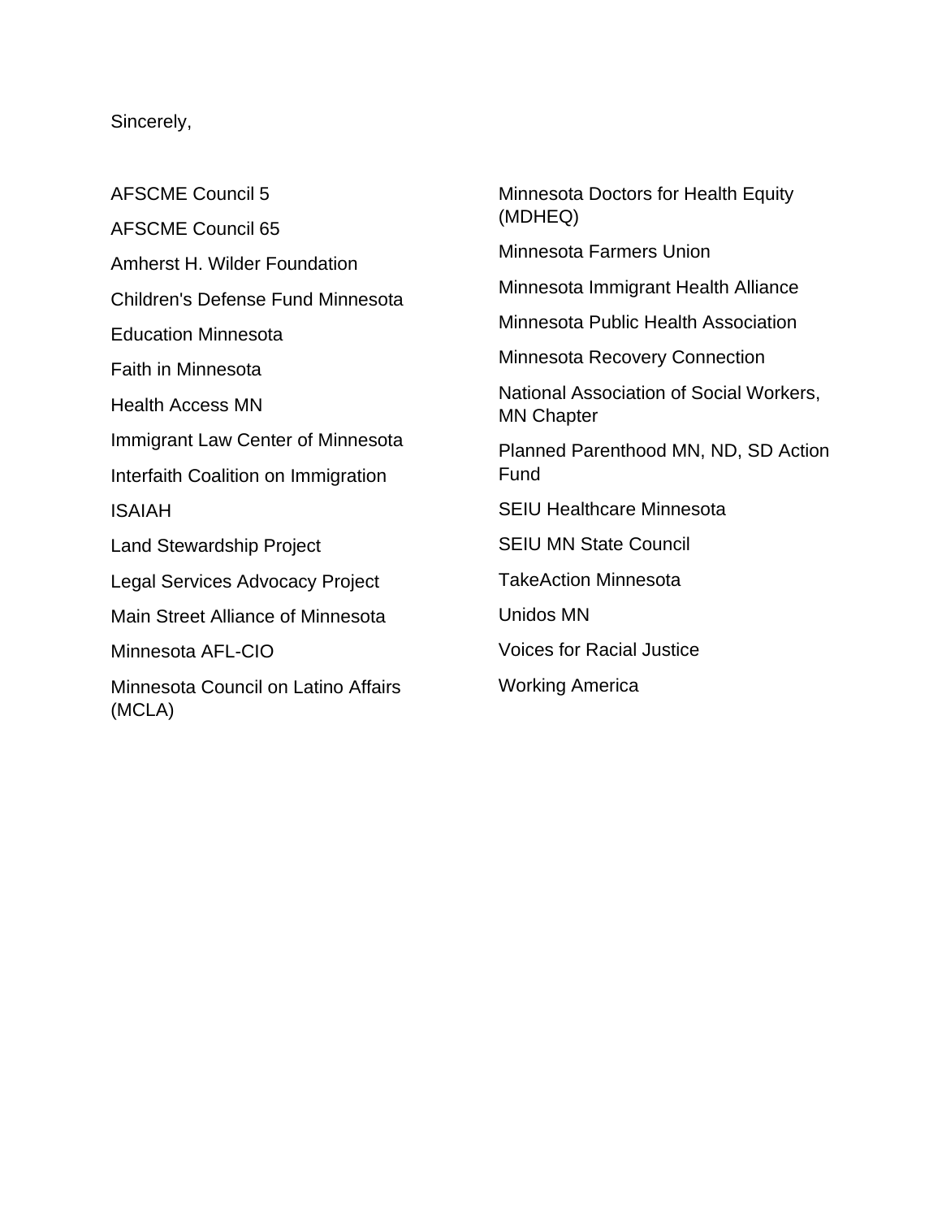Sincerely,

AFSCME Council 5

AFSCME Council 65

Amherst H. Wilder Foundation

Children's Defense Fund Minnesota

Education Minnesota

Faith in Minnesota

Health Access MN

Immigrant Law Center of Minnesota

Interfaith Coalition on Immigration

ISAIAH

Land Stewardship Project

Legal Services Advocacy Project

Main Street Alliance of Minnesota

Minnesota AFL-CIO

Minnesota Council on Latino Affairs (MCLA)

Minnesota Doctors for Health Equity (MDHEQ)

Minnesota Farmers Union

Minnesota Immigrant Health Alliance

Minnesota Public Health Association

Minnesota Recovery Connection

National Association of Social Workers, MN Chapter

Planned Parenthood MN, ND, SD Action Fund

SEIU Healthcare Minnesota

SEIU MN State Council

TakeAction Minnesota

Unidos MN

Voices for Racial Justice

Working America